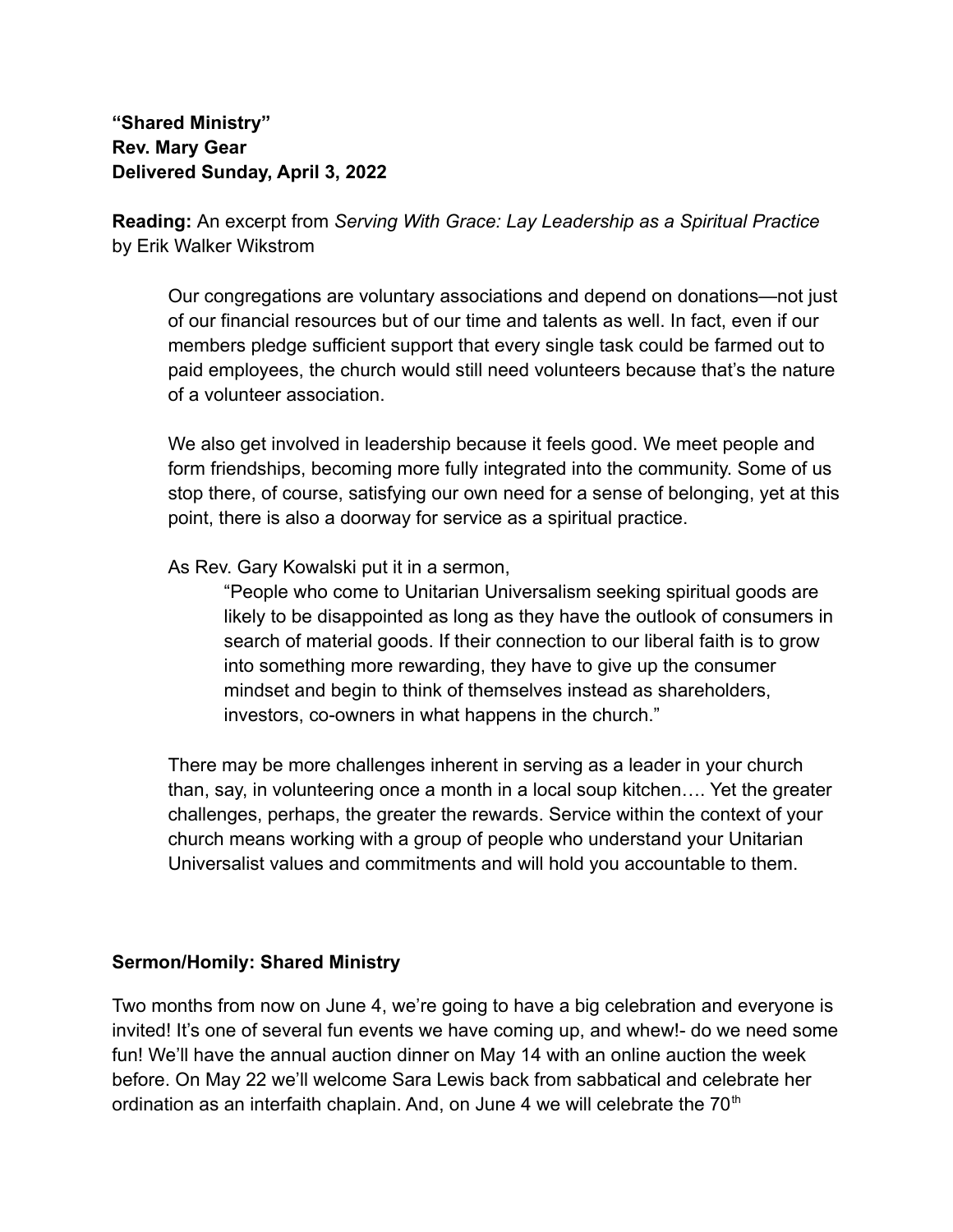**"Shared Ministry"**
**Rev. Mary Gear**
**Delivered Sunday, April 3, 2022**

**Reading:** An excerpt from *Serving With Grace: Lay Leadership as a Spiritual Practice* by Erik Walker Wikstrom

> Our congregations are voluntary associations and depend on donations—not just of our financial resources but of our time and talents as well. In fact, even if our members pledge sufficient support that every single task could be farmed out to paid employees, the church would still need volunteers because that's the nature of a volunteer association.
>
> We also get involved in leadership because it feels good. We meet people and form friendships, becoming more fully integrated into the community. Some of us stop there, of course, satisfying our own need for a sense of belonging, yet at this point, there is also a doorway for service as a spiritual practice.
>
> As Rev. Gary Kowalski put it in a sermon,
>
> > "People who come to Unitarian Universalism seeking spiritual goods are likely to be disappointed as long as they have the outlook of consumers in search of material goods. If their connection to our liberal faith is to grow into something more rewarding, they have to give up the consumer mindset and begin to think of themselves instead as shareholders, investors, co-owners in what happens in the church."
>
> There may be more challenges inherent in serving as a leader in your church than, say, in volunteering once a month in a local soup kitchen…. Yet the greater challenges, perhaps, the greater the rewards. Service within the context of your church means working with a group of people who understand your Unitarian Universalist values and commitments and will hold you accountable to them.

**Sermon/Homily: Shared Ministry**

Two months from now on June 4, we're going to have a big celebration and everyone is invited! It's one of several fun events we have coming up, and whew!- do we need some fun! We'll have the annual auction dinner on May 14 with an online auction the week before. On May 22 we'll welcome Sara Lewis back from sabbatical and celebrate her ordination as an interfaith chaplain. And, on June 4 we will celebrate the 70th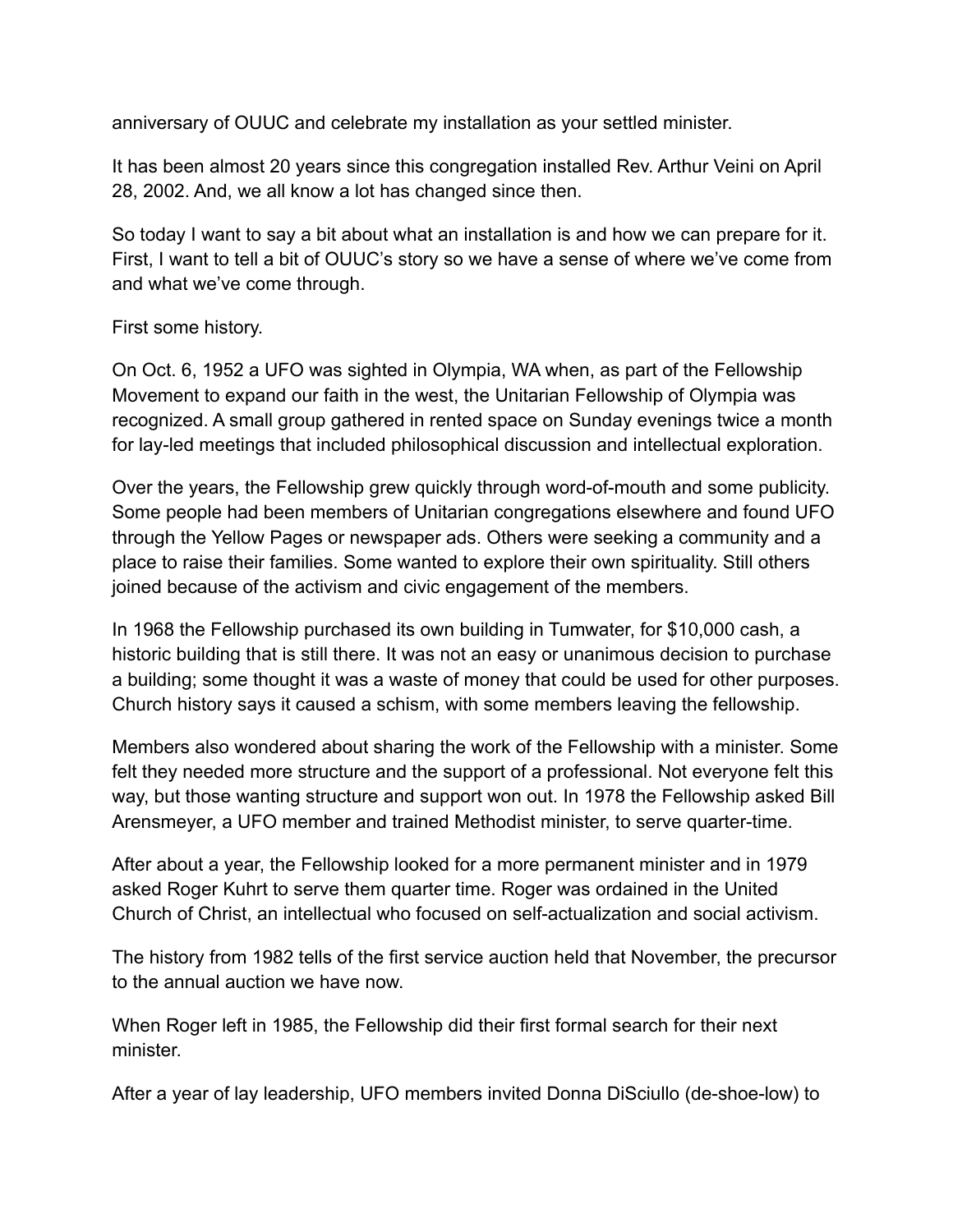anniversary of OUUC and celebrate my installation as your settled minister.

It has been almost 20 years since this congregation installed Rev. Arthur Veini on April 28, 2002. And, we all know a lot has changed since then.

So today I want to say a bit about what an installation is and how we can prepare for it. First, I want to tell a bit of OUUC's story so we have a sense of where we've come from and what we've come through.

First some history.

On Oct. 6, 1952 a UFO was sighted in Olympia, WA when, as part of the Fellowship Movement to expand our faith in the west, the Unitarian Fellowship of Olympia was recognized. A small group gathered in rented space on Sunday evenings twice a month for lay-led meetings that included philosophical discussion and intellectual exploration.

Over the years, the Fellowship grew quickly through word-of-mouth and some publicity. Some people had been members of Unitarian congregations elsewhere and found UFO through the Yellow Pages or newspaper ads. Others were seeking a community and a place to raise their families. Some wanted to explore their own spirituality. Still others joined because of the activism and civic engagement of the members.

In 1968 the Fellowship purchased its own building in Tumwater, for $10,000 cash, a historic building that is still there. It was not an easy or unanimous decision to purchase a building; some thought it was a waste of money that could be used for other purposes. Church history says it caused a schism, with some members leaving the fellowship.

Members also wondered about sharing the work of the Fellowship with a minister. Some felt they needed more structure and the support of a professional. Not everyone felt this way, but those wanting structure and support won out. In 1978 the Fellowship asked Bill Arensmeyer, a UFO member and trained Methodist minister, to serve quarter-time.

After about a year, the Fellowship looked for a more permanent minister and in 1979 asked Roger Kuhrt to serve them quarter time. Roger was ordained in the United Church of Christ, an intellectual who focused on self-actualization and social activism.

The history from 1982 tells of the first service auction held that November, the precursor to the annual auction we have now.

When Roger left in 1985, the Fellowship did their first formal search for their next minister.

After a year of lay leadership, UFO members invited Donna DiSciullo (de-shoe-low) to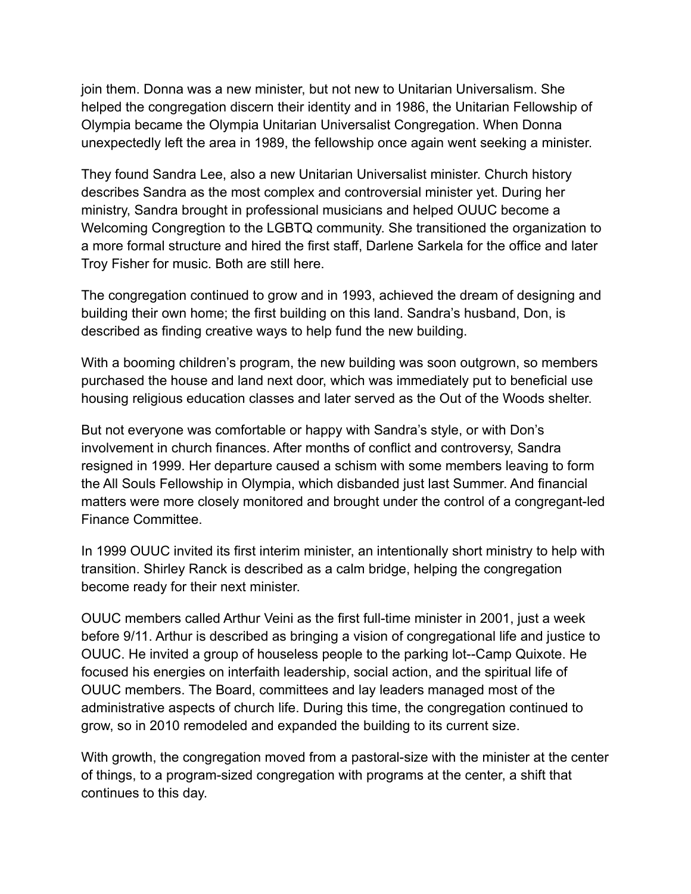join them. Donna was a new minister, but not new to Unitarian Universalism. She helped the congregation discern their identity and in 1986, the Unitarian Fellowship of Olympia became the Olympia Unitarian Universalist Congregation. When Donna unexpectedly left the area in 1989, the fellowship once again went seeking a minister.

They found Sandra Lee, also a new Unitarian Universalist minister. Church history describes Sandra as the most complex and controversial minister yet. During her ministry, Sandra brought in professional musicians and helped OUUC become a Welcoming Congregtion to the LGBTQ community. She transitioned the organization to a more formal structure and hired the first staff, Darlene Sarkela for the office and later Troy Fisher for music. Both are still here.

The congregation continued to grow and in 1993, achieved the dream of designing and building their own home; the first building on this land. Sandra's husband, Don, is described as finding creative ways to help fund the new building.

With a booming children's program, the new building was soon outgrown, so members purchased the house and land next door, which was immediately put to beneficial use housing religious education classes and later served as the Out of the Woods shelter.

But not everyone was comfortable or happy with Sandra's style, or with Don's involvement in church finances. After months of conflict and controversy, Sandra resigned in 1999. Her departure caused a schism with some members leaving to form the All Souls Fellowship in Olympia, which disbanded just last Summer. And financial matters were more closely monitored and brought under the control of a congregant-led Finance Committee.

In 1999 OUUC invited its first interim minister, an intentionally short ministry to help with transition. Shirley Ranck is described as a calm bridge, helping the congregation become ready for their next minister.

OUUC members called Arthur Veini as the first full-time minister in 2001, just a week before 9/11. Arthur is described as bringing a vision of congregational life and justice to OUUC. He invited a group of houseless people to the parking lot--Camp Quixote. He focused his energies on interfaith leadership, social action, and the spiritual life of OUUC members. The Board, committees and lay leaders managed most of the administrative aspects of church life. During this time, the congregation continued to grow, so in 2010 remodeled and expanded the building to its current size.

With growth, the congregation moved from a pastoral-size with the minister at the center of things, to a program-sized congregation with programs at the center, a shift that continues to this day.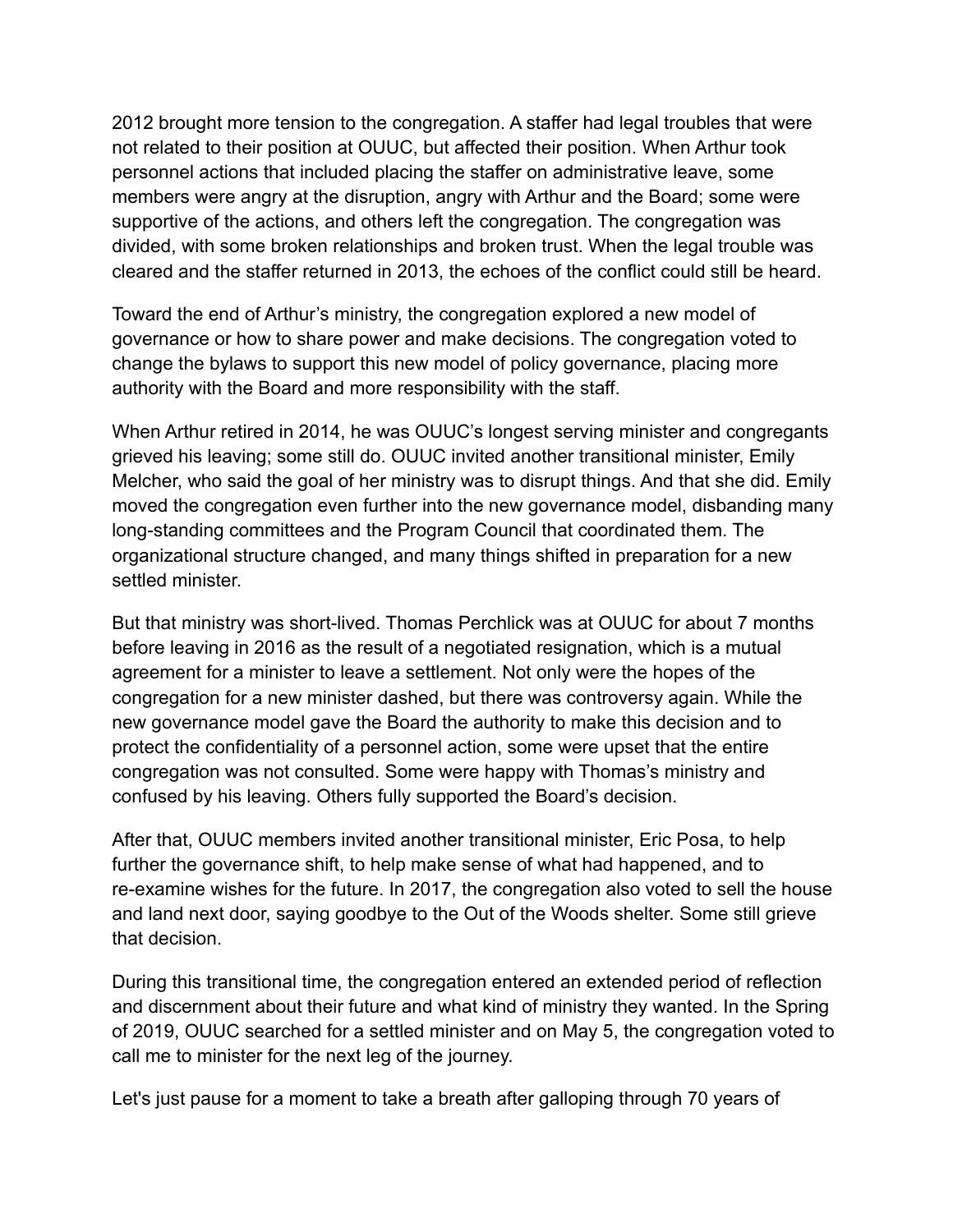2012 brought more tension to the congregation. A staffer had legal troubles that were not related to their position at OUUC, but affected their position. When Arthur took personnel actions that included placing the staffer on administrative leave, some members were angry at the disruption, angry with Arthur and the Board; some were supportive of the actions, and others left the congregation. The congregation was divided, with some broken relationships and broken trust. When the legal trouble was cleared and the staffer returned in 2013, the echoes of the conflict could still be heard.

Toward the end of Arthur's ministry, the congregation explored a new model of governance or how to share power and make decisions. The congregation voted to change the bylaws to support this new model of policy governance, placing more authority with the Board and more responsibility with the staff.

When Arthur retired in 2014, he was OUUC's longest serving minister and congregants grieved his leaving; some still do. OUUC invited another transitional minister, Emily Melcher, who said the goal of her ministry was to disrupt things. And that she did. Emily moved the congregation even further into the new governance model, disbanding many long-standing committees and the Program Council that coordinated them. The organizational structure changed, and many things shifted in preparation for a new settled minister.

But that ministry was short-lived. Thomas Perchlick was at OUUC for about 7 months before leaving in 2016 as the result of a negotiated resignation, which is a mutual agreement for a minister to leave a settlement. Not only were the hopes of the congregation for a new minister dashed, but there was controversy again. While the new governance model gave the Board the authority to make this decision and to protect the confidentiality of a personnel action, some were upset that the entire congregation was not consulted. Some were happy with Thomas's ministry and confused by his leaving. Others fully supported the Board's decision.

After that, OUUC members invited another transitional minister, Eric Posa, to help further the governance shift, to help make sense of what had happened, and to re-examine wishes for the future. In 2017, the congregation also voted to sell the house and land next door, saying goodbye to the Out of the Woods shelter. Some still grieve that decision.

During this transitional time, the congregation entered an extended period of reflection and discernment about their future and what kind of ministry they wanted. In the Spring of 2019, OUUC searched for a settled minister and on May 5, the congregation voted to call me to minister for the next leg of the journey.

Let's just pause for a moment to take a breath after galloping through 70 years of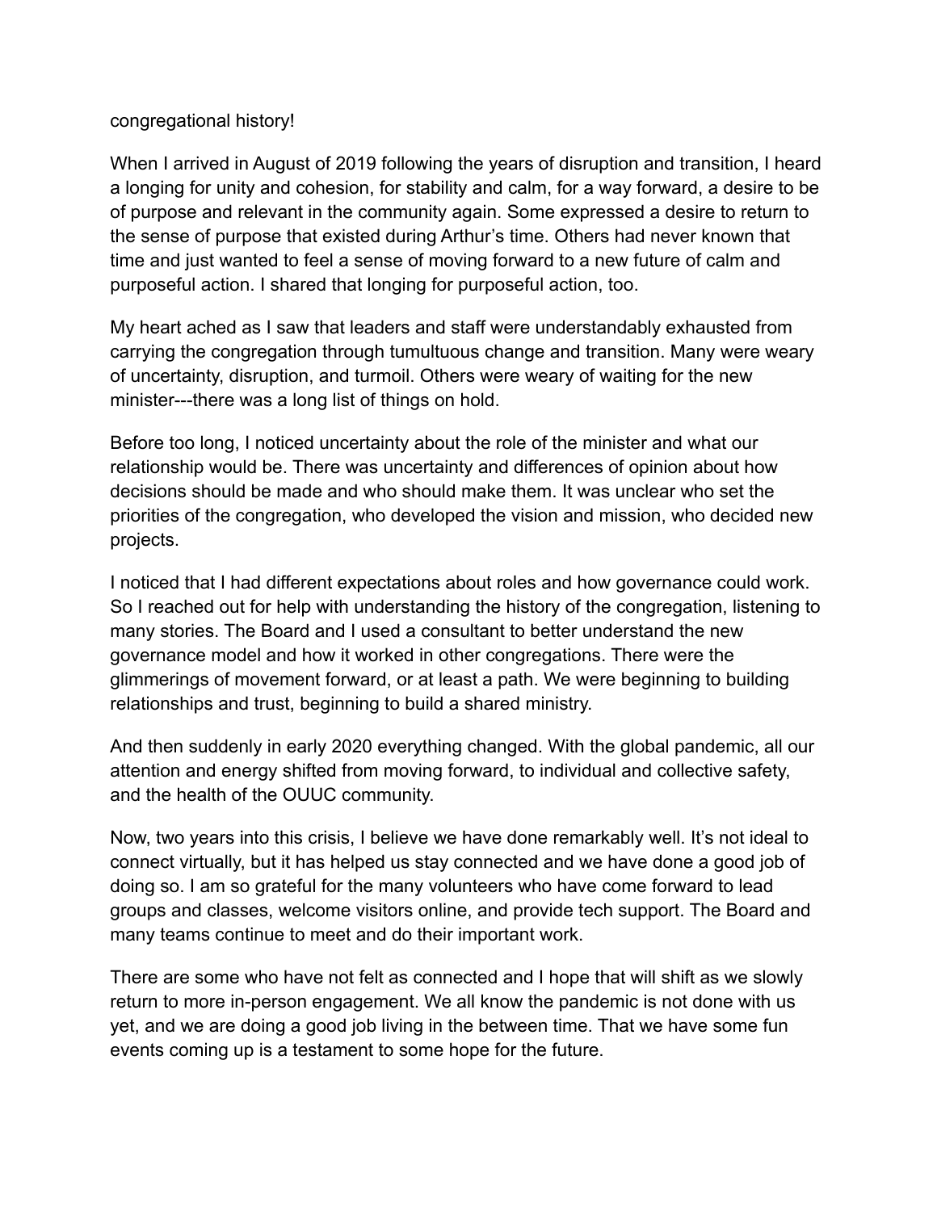congregational history!

When I arrived in August of 2019 following the years of disruption and transition, I heard a longing for unity and cohesion, for stability and calm, for a way forward, a desire to be of purpose and relevant in the community again. Some expressed a desire to return to the sense of purpose that existed during Arthur's time. Others had never known that time and just wanted to feel a sense of moving forward to a new future of calm and purposeful action. I shared that longing for purposeful action, too.

My heart ached as I saw that leaders and staff were understandably exhausted from carrying the congregation through tumultuous change and transition. Many were weary of uncertainty, disruption, and turmoil. Others were weary of waiting for the new minister---there was a long list of things on hold.

Before too long, I noticed uncertainty about the role of the minister and what our relationship would be. There was uncertainty and differences of opinion about how decisions should be made and who should make them. It was unclear who set the priorities of the congregation, who developed the vision and mission, who decided new projects.

I noticed that I had different expectations about roles and how governance could work. So I reached out for help with understanding the history of the congregation, listening to many stories. The Board and I used a consultant to better understand the new governance model and how it worked in other congregations. There were the glimmerings of movement forward, or at least a path. We were beginning to building relationships and trust, beginning to build a shared ministry.

And then suddenly in early 2020 everything changed. With the global pandemic, all our attention and energy shifted from moving forward, to individual and collective safety, and the health of the OUUC community.

Now, two years into this crisis, I believe we have done remarkably well. It's not ideal to connect virtually, but it has helped us stay connected and we have done a good job of doing so. I am so grateful for the many volunteers who have come forward to lead groups and classes, welcome visitors online, and provide tech support. The Board and many teams continue to meet and do their important work.

There are some who have not felt as connected and I hope that will shift as we slowly return to more in-person engagement. We all know the pandemic is not done with us yet, and we are doing a good job living in the between time. That we have some fun events coming up is a testament to some hope for the future.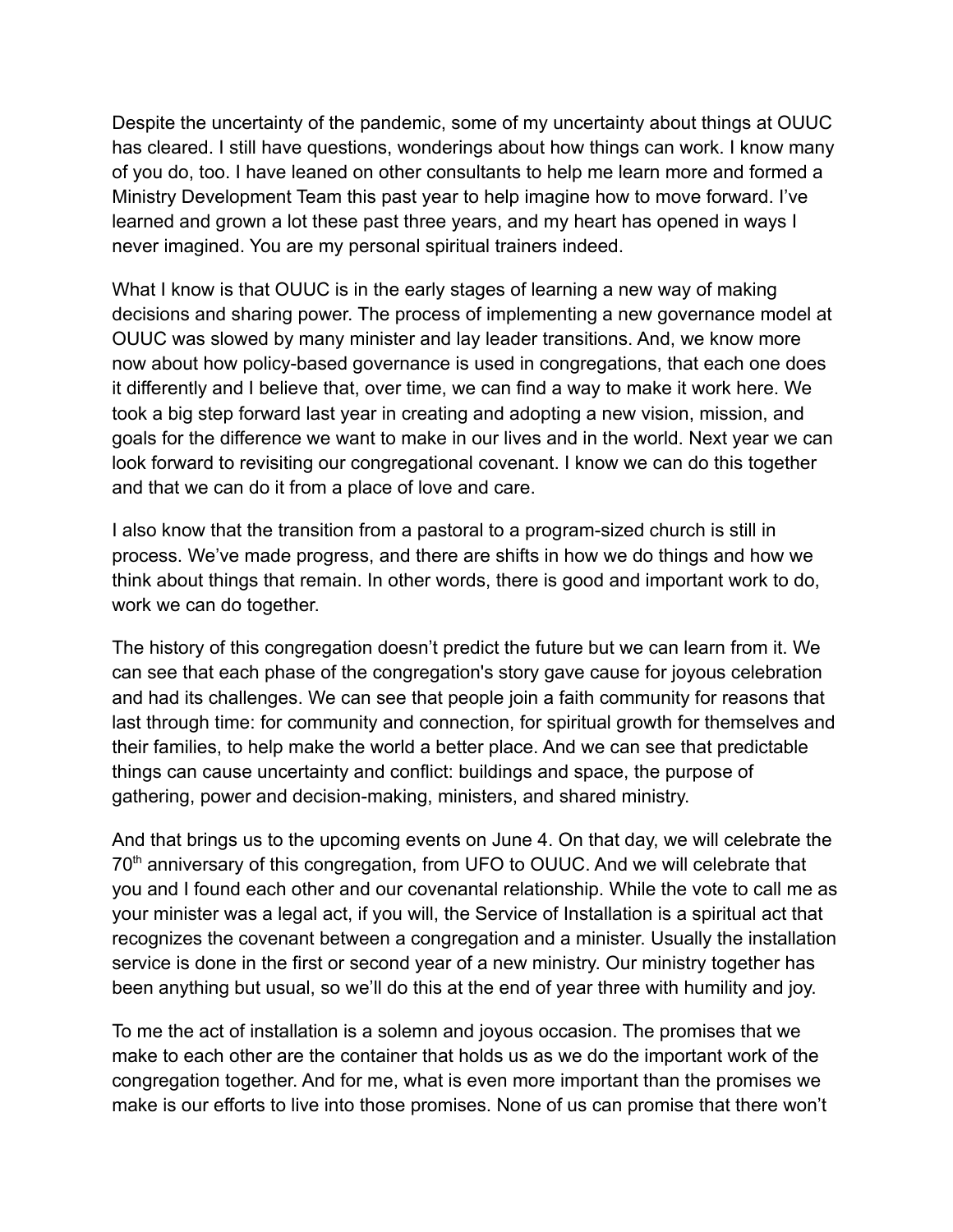Despite the uncertainty of the pandemic, some of my uncertainty about things at OUUC has cleared. I still have questions, wonderings about how things can work. I know many of you do, too. I have leaned on other consultants to help me learn more and formed a Ministry Development Team this past year to help imagine how to move forward. I've learned and grown a lot these past three years, and my heart has opened in ways I never imagined. You are my personal spiritual trainers indeed.

What I know is that OUUC is in the early stages of learning a new way of making decisions and sharing power. The process of implementing a new governance model at OUUC was slowed by many minister and lay leader transitions. And, we know more now about how policy-based governance is used in congregations, that each one does it differently and I believe that, over time, we can find a way to make it work here. We took a big step forward last year in creating and adopting a new vision, mission, and goals for the difference we want to make in our lives and in the world. Next year we can look forward to revisiting our congregational covenant. I know we can do this together and that we can do it from a place of love and care.

I also know that the transition from a pastoral to a program-sized church is still in process. We've made progress, and there are shifts in how we do things and how we think about things that remain. In other words, there is good and important work to do, work we can do together.

The history of this congregation doesn't predict the future but we can learn from it. We can see that each phase of the congregation's story gave cause for joyous celebration and had its challenges. We can see that people join a faith community for reasons that last through time: for community and connection, for spiritual growth for themselves and their families, to help make the world a better place. And we can see that predictable things can cause uncertainty and conflict: buildings and space, the purpose of gathering, power and decision-making, ministers, and shared ministry.

And that brings us to the upcoming events on June 4. On that day, we will celebrate the 70th anniversary of this congregation, from UFO to OUUC. And we will celebrate that you and I found each other and our covenantal relationship. While the vote to call me as your minister was a legal act, if you will, the Service of Installation is a spiritual act that recognizes the covenant between a congregation and a minister. Usually the installation service is done in the first or second year of a new ministry. Our ministry together has been anything but usual, so we'll do this at the end of year three with humility and joy.

To me the act of installation is a solemn and joyous occasion. The promises that we make to each other are the container that holds us as we do the important work of the congregation together. And for me, what is even more important than the promises we make is our efforts to live into those promises. None of us can promise that there won't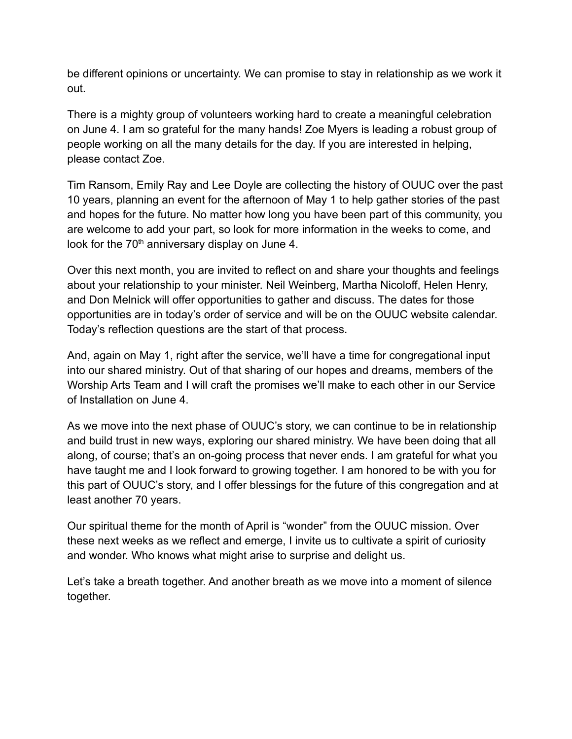be different opinions or uncertainty. We can promise to stay in relationship as we work it out.

There is a mighty group of volunteers working hard to create a meaningful celebration on June 4. I am so grateful for the many hands! Zoe Myers is leading a robust group of people working on all the many details for the day. If you are interested in helping, please contact Zoe.

Tim Ransom, Emily Ray and Lee Doyle are collecting the history of OUUC over the past 10 years, planning an event for the afternoon of May 1 to help gather stories of the past and hopes for the future. No matter how long you have been part of this community, you are welcome to add your part, so look for more information in the weeks to come, and look for the 70th anniversary display on June 4.

Over this next month, you are invited to reflect on and share your thoughts and feelings about your relationship to your minister. Neil Weinberg, Martha Nicoloff, Helen Henry, and Don Melnick will offer opportunities to gather and discuss. The dates for those opportunities are in today's order of service and will be on the OUUC website calendar. Today's reflection questions are the start of that process.

And, again on May 1, right after the service, we'll have a time for congregational input into our shared ministry. Out of that sharing of our hopes and dreams, members of the Worship Arts Team and I will craft the promises we'll make to each other in our Service of Installation on June 4.

As we move into the next phase of OUUC's story, we can continue to be in relationship and build trust in new ways, exploring our shared ministry. We have been doing that all along, of course; that's an on-going process that never ends. I am grateful for what you have taught me and I look forward to growing together. I am honored to be with you for this part of OUUC's story, and I offer blessings for the future of this congregation and at least another 70 years.

Our spiritual theme for the month of April is "wonder" from the OUUC mission. Over these next weeks as we reflect and emerge, I invite us to cultivate a spirit of curiosity and wonder. Who knows what might arise to surprise and delight us.

Let's take a breath together. And another breath as we move into a moment of silence together.